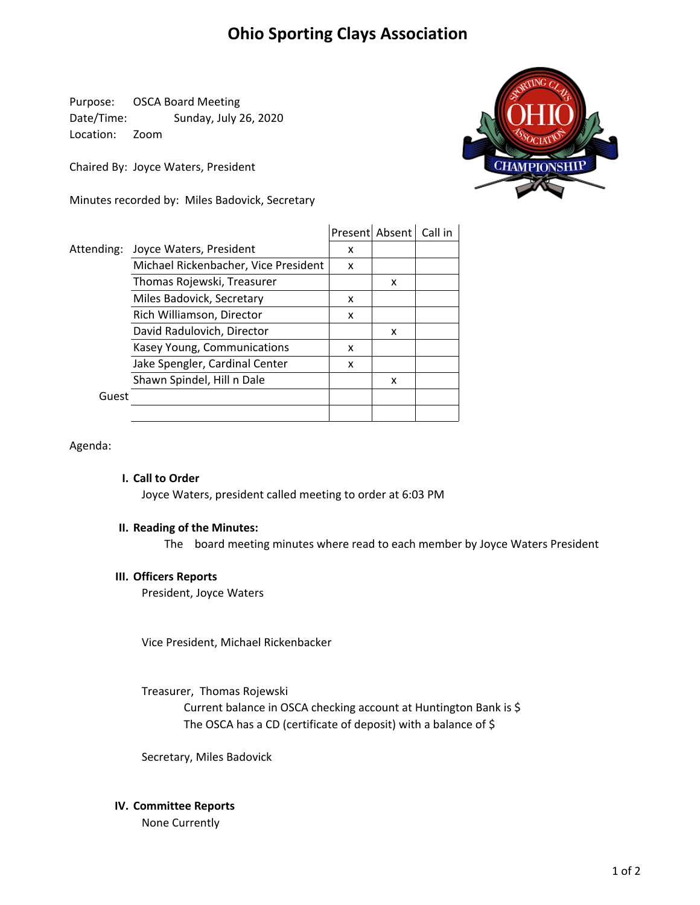# Ohio Sporting Clays Association

Purpose: OSCA Board Meeting
Date/Time: Sunday, July 26, 2020
Location: Zoom

Chaired By: Joyce Waters, President

Minutes recorded by: Miles Badovick, Secretary

| | | Present | Absent | Call in |
|---|---|---|---|---|
| Attending: | Joyce Waters, President | x | | |
| | Michael Rickenbacher, Vice President | x | | |
| | Thomas Rojewski, Treasurer | | x | |
| | Miles Badovick, Secretary | x | | |
| | Rich Williamson, Director | x | | |
| | David Radulovich, Director | | x | |
| | Kasey Young, Communications | x | | |
| | Jake Spengler, Cardinal Center | x | | |
| | Shawn Spindel, Hill n Dale | | x | |
| Guest | | | | |
| | | | | |

Agenda:

**I. Call to Order**

Joyce Waters, president called meeting to order at 6:03 PM

**II. Reading of the Minutes:**

The board meeting minutes where read to each member by Joyce Waters President

**III. Officers Reports**

President, Joyce Waters

Vice President, Michael Rickenbacker

Treasurer, Thomas Rojewski

Current balance in OSCA checking account at Huntington Bank is $
The OSCA has a CD (certificate of deposit) with a balance of $

Secretary, Miles Badovick

**IV. Committee Reports**

None Currently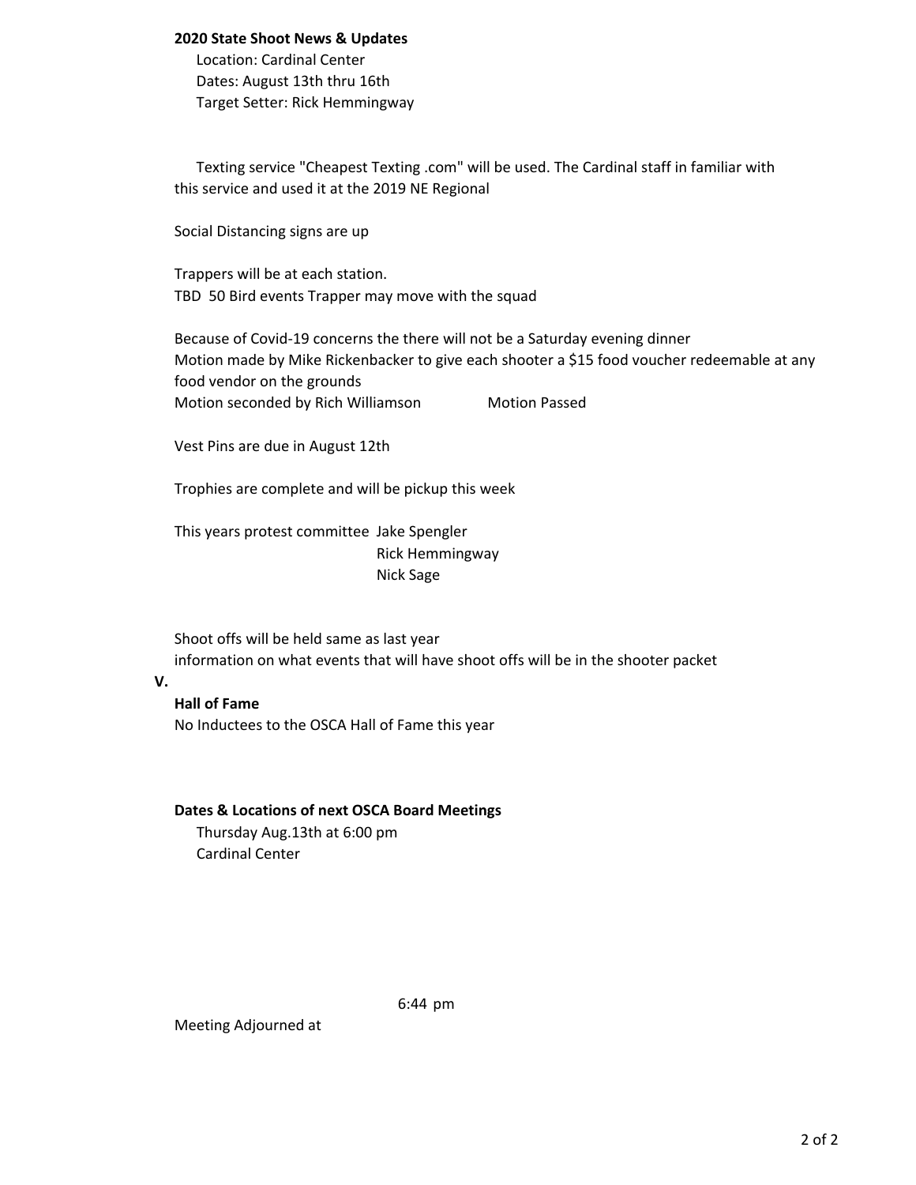**2020 State Shoot News & Updates**

Location: Cardinal Center
Dates: August 13th thru 16th
Target Setter: Rick Hemmingway

Texting service "Cheapest Texting .com" will be used. The Cardinal staff in familiar with this service and used it at the 2019 NE Regional

Social Distancing signs are up

Trappers will be at each station.
TBD 50 Bird events Trapper may move with the squad

Because of Covid-19 concerns the there will not be a Saturday evening dinner
Motion made by Mike Rickenbacker to give each shooter a $15 food voucher redeemable at any food vendor on the grounds
Motion seconded by Rich Williamson Motion Passed

Vest Pins are due in August 12th

Trophies are complete and will be pickup this week

This years protest committee Jake Spengler
Rick Hemmingway
Nick Sage

Shoot offs will be held same as last year
information on what events that will have shoot offs will be in the shooter packet

**V.**

**Hall of Fame**

No Inductees to the OSCA Hall of Fame this year

**Dates & Locations of next OSCA Board Meetings**

Thursday Aug.13th at 6:00 pm
Cardinal Center

Meeting Adjourned at 6:44 pm